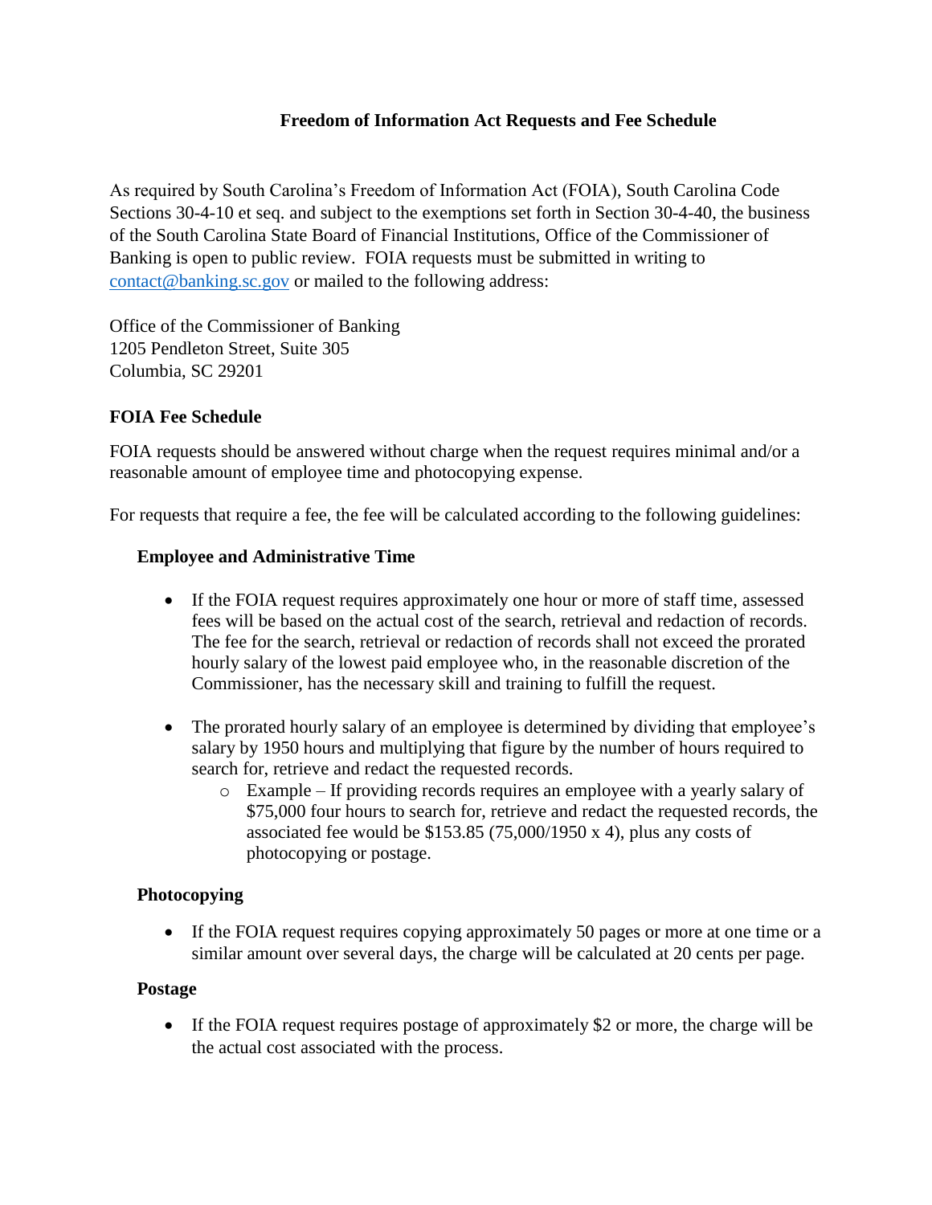# Freedom of Information Act Requests and Fee Schedule

As required by South Carolina's Freedom of Information Act (FOIA), South Carolina Code Sections 30-4-10 et seq. and subject to the exemptions set forth in Section 30-4-40, the business of the South Carolina State Board of Financial Institutions, Office of the Commissioner of Banking is open to public review. FOIA requests must be submitted in writing to contact@banking.sc.gov or mailed to the following address:

Office of the Commissioner of Banking
1205 Pendleton Street, Suite 305
Columbia, SC 29201

## FOIA Fee Schedule

FOIA requests should be answered without charge when the request requires minimal and/or a reasonable amount of employee time and photocopying expense.

For requests that require a fee, the fee will be calculated according to the following guidelines:

### Employee and Administrative Time

- If the FOIA request requires approximately one hour or more of staff time, assessed fees will be based on the actual cost of the search, retrieval and redaction of records. The fee for the search, retrieval or redaction of records shall not exceed the prorated hourly salary of the lowest paid employee who, in the reasonable discretion of the Commissioner, has the necessary skill and training to fulfill the request.

- The prorated hourly salary of an employee is determined by dividing that employee's salary by 1950 hours and multiplying that figure by the number of hours required to search for, retrieve and redact the requested records.
  - Example – If providing records requires an employee with a yearly salary of $75,000 four hours to search for, retrieve and redact the requested records, the associated fee would be $153.85 (75,000/1950 x 4), plus any costs of photocopying or postage.

### Photocopying

- If the FOIA request requires copying approximately 50 pages or more at one time or a similar amount over several days, the charge will be calculated at 20 cents per page.

### Postage

- If the FOIA request requires postage of approximately $2 or more, the charge will be the actual cost associated with the process.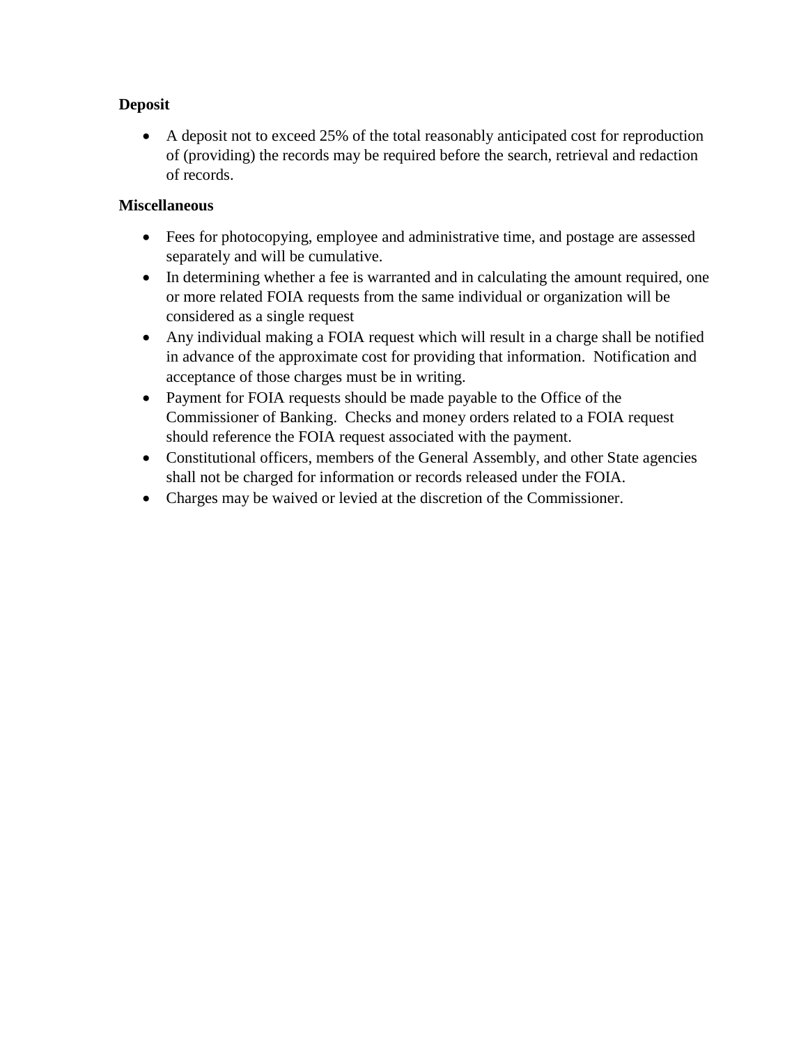**Deposit**

- A deposit not to exceed 25% of the total reasonably anticipated cost for reproduction of (providing) the records may be required before the search, retrieval and redaction of records.

**Miscellaneous**

- Fees for photocopying, employee and administrative time, and postage are assessed separately and will be cumulative.
- In determining whether a fee is warranted and in calculating the amount required, one or more related FOIA requests from the same individual or organization will be considered as a single request
- Any individual making a FOIA request which will result in a charge shall be notified in advance of the approximate cost for providing that information. Notification and acceptance of those charges must be in writing.
- Payment for FOIA requests should be made payable to the Office of the Commissioner of Banking. Checks and money orders related to a FOIA request should reference the FOIA request associated with the payment.
- Constitutional officers, members of the General Assembly, and other State agencies shall not be charged for information or records released under the FOIA.
- Charges may be waived or levied at the discretion of the Commissioner.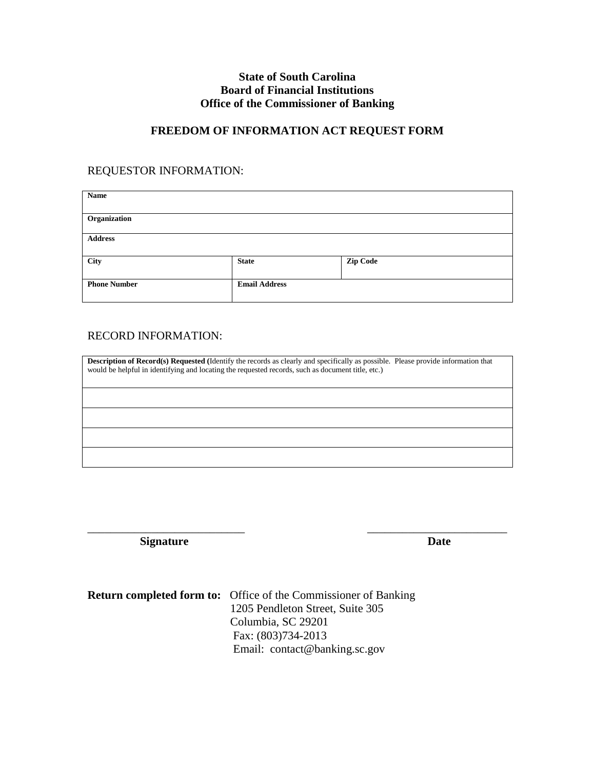**State of South Carolina**
**Board of Financial Institutions**
**Office of the Commissioner of Banking**

# FREEDOM OF INFORMATION ACT REQUEST FORM

REQUESTOR INFORMATION:

| | | |
|---|---|---|
| **Name** | | |
| **Organization** | | |
| **Address** | | |
| **City** | **State** | **Zip Code** |
| **Phone Number** | **Email Address** | |

RECORD INFORMATION:

| |
|---|
| **Description of Record(s) Requested (**Identify the records as clearly and specifically as possible. Please provide information that would be helpful in identifying and locating the requested records, such as document title, etc.) |
| |
| |
| |
| |

\_\_\_\_\_\_\_\_\_\_\_\_\_\_\_\_\_\_\_\_\_\_\_\_\_\_\_ \_\_\_\_\_\_\_\_\_\_\_\_\_\_\_\_\_\_\_\_\_\_\_\_

**Signature** **Date**

**Return completed form to:** Office of the Commissioner of Banking
1205 Pendleton Street, Suite 305
Columbia, SC 29201
Fax: (803)734-2013
Email: contact@banking.sc.gov